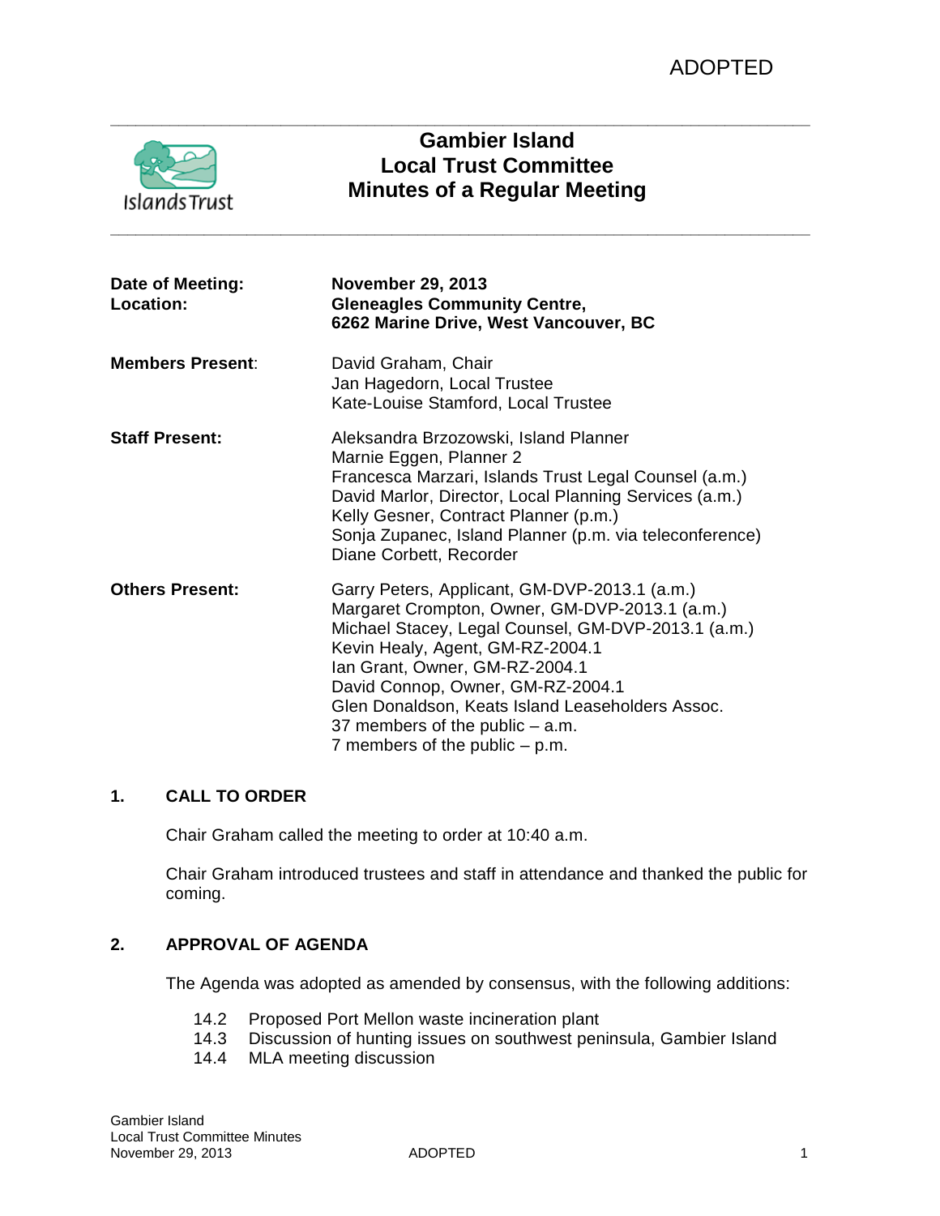ADOPTED

# Gambier Island
# Local Trust Committee
# Minutes of a Regular Meeting

| | |
|---|---|
| **Date of Meeting:** | **November 29, 2013** |
| **Location:** | **Gleneagles Community Centre, 6262 Marine Drive, West Vancouver, BC** |
| **Members Present:** | David Graham, Chair<br>Jan Hagedorn, Local Trustee<br>Kate-Louise Stamford, Local Trustee |
| **Staff Present:** | Aleksandra Brzozowski, Island Planner<br>Marnie Eggen, Planner 2<br>Francesca Marzari, Islands Trust Legal Counsel (a.m.)<br>David Marlor, Director, Local Planning Services (a.m.)<br>Kelly Gesner, Contract Planner (p.m.)<br>Sonja Zupanec, Island Planner (p.m. via teleconference)<br>Diane Corbett, Recorder |
| **Others Present:** | Garry Peters, Applicant, GM-DVP-2013.1 (a.m.)<br>Margaret Crompton, Owner, GM-DVP-2013.1 (a.m.)<br>Michael Stacey, Legal Counsel, GM-DVP-2013.1 (a.m.)<br>Kevin Healy, Agent, GM-RZ-2004.1<br>Ian Grant, Owner, GM-RZ-2004.1<br>David Connop, Owner, GM-RZ-2004.1<br>Glen Donaldson, Keats Island Leaseholders Assoc.<br>37 members of the public – a.m.<br>7 members of the public – p.m. |

## 1. CALL TO ORDER

Chair Graham called the meeting to order at 10:40 a.m.

Chair Graham introduced trustees and staff in attendance and thanked the public for coming.

## 2. APPROVAL OF AGENDA

The Agenda was adopted as amended by consensus, with the following additions:

14.2 Proposed Port Mellon waste incineration plant
14.3 Discussion of hunting issues on southwest peninsula, Gambier Island
14.4 MLA meeting discussion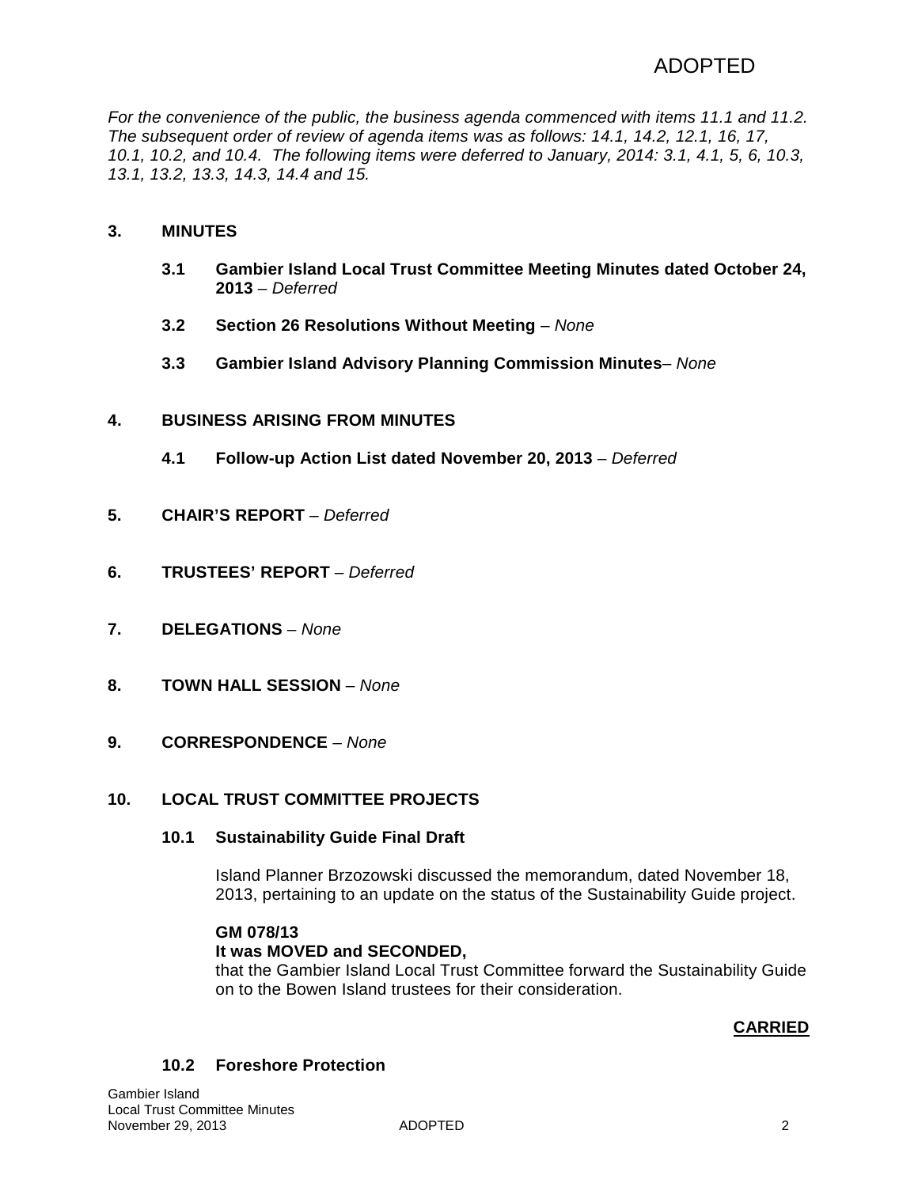ADOPTED

*For the convenience of the public, the business agenda commenced with items 11.1 and 11.2. The subsequent order of review of agenda items was as follows: 14.1, 14.2, 12.1, 16, 17, 10.1, 10.2, and 10.4. The following items were deferred to January, 2014: 3.1, 4.1, 5, 6, 10.3, 13.1, 13.2, 13.3, 14.3, 14.4 and 15.*

## 3. MINUTES

**3.1 Gambier Island Local Trust Committee Meeting Minutes dated October 24, 2013** – *Deferred*

**3.2 Section 26 Resolutions Without Meeting** – *None*

**3.3 Gambier Island Advisory Planning Commission Minutes**– *None*

## 4. BUSINESS ARISING FROM MINUTES

**4.1 Follow-up Action List dated November 20, 2013** – *Deferred*

## 5. CHAIR'S REPORT – *Deferred*

## 6. TRUSTEES' REPORT – *Deferred*

## 7. DELEGATIONS – *None*

## 8. TOWN HALL SESSION – *None*

## 9. CORRESPONDENCE – *None*

## 10. LOCAL TRUST COMMITTEE PROJECTS

### 10.1 Sustainability Guide Final Draft

Island Planner Brzozowski discussed the memorandum, dated November 18, 2013, pertaining to an update on the status of the Sustainability Guide project.

**GM 078/13**
**It was MOVED and SECONDED,**
that the Gambier Island Local Trust Committee forward the Sustainability Guide on to the Bowen Island trustees for their consideration.

**CARRIED**

### 10.2 Foreshore Protection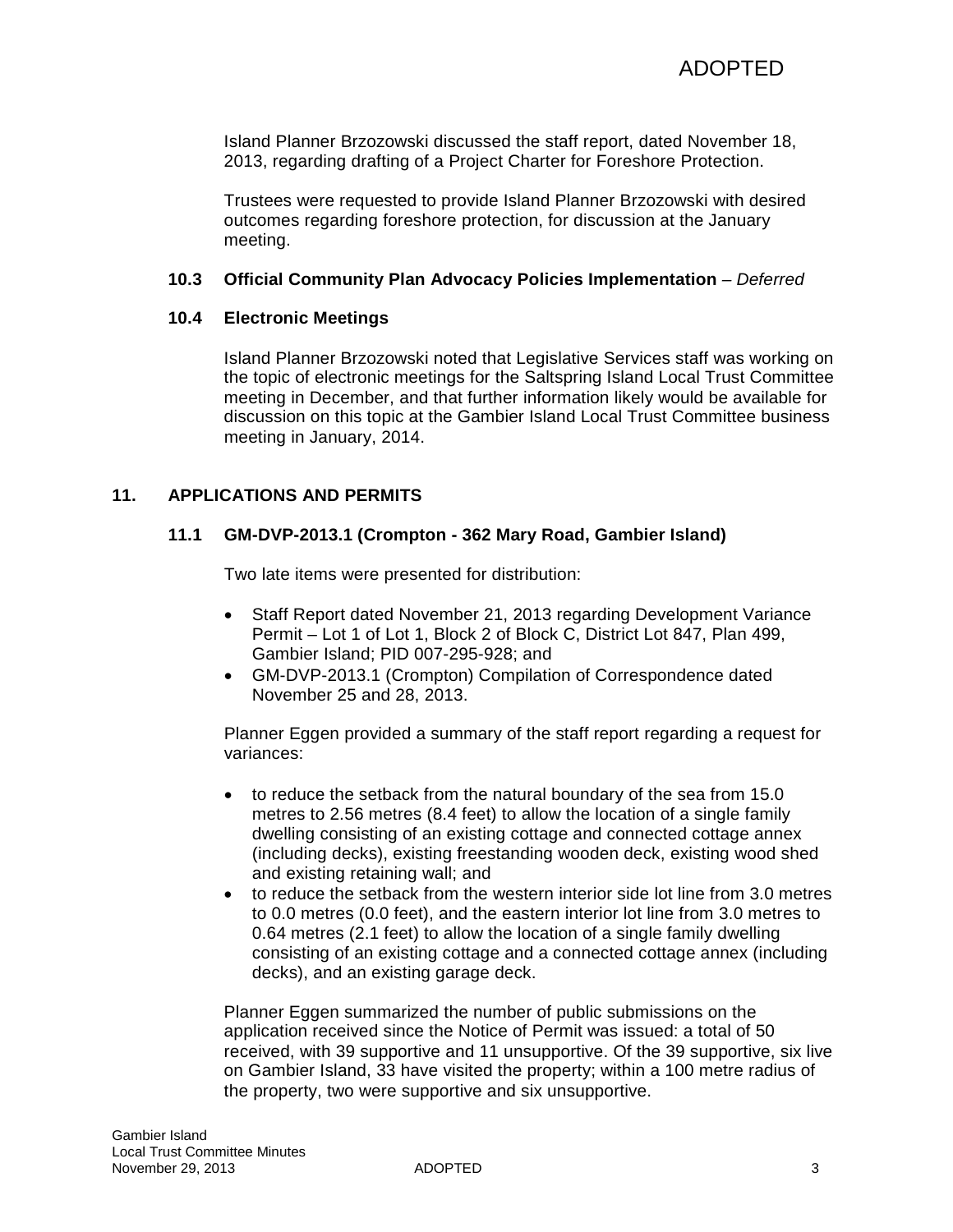Island Planner Brzozowski discussed the staff report, dated November 18, 2013, regarding drafting of a Project Charter for Foreshore Protection.

Trustees were requested to provide Island Planner Brzozowski with desired outcomes regarding foreshore protection, for discussion at the January meeting.

### 10.3 Official Community Plan Advocacy Policies Implementation – *Deferred*

### 10.4 Electronic Meetings

Island Planner Brzozowski noted that Legislative Services staff was working on the topic of electronic meetings for the Saltspring Island Local Trust Committee meeting in December, and that further information likely would be available for discussion on this topic at the Gambier Island Local Trust Committee business meeting in January, 2014.

## 11. APPLICATIONS AND PERMITS

### 11.1 GM-DVP-2013.1 (Crompton - 362 Mary Road, Gambier Island)

Two late items were presented for distribution:

- Staff Report dated November 21, 2013 regarding Development Variance Permit – Lot 1 of Lot 1, Block 2 of Block C, District Lot 847, Plan 499, Gambier Island; PID 007-295-928; and
- GM-DVP-2013.1 (Crompton) Compilation of Correspondence dated November 25 and 28, 2013.

Planner Eggen provided a summary of the staff report regarding a request for variances:

- to reduce the setback from the natural boundary of the sea from 15.0 metres to 2.56 metres (8.4 feet) to allow the location of a single family dwelling consisting of an existing cottage and connected cottage annex (including decks), existing freestanding wooden deck, existing wood shed and existing retaining wall; and
- to reduce the setback from the western interior side lot line from 3.0 metres to 0.0 metres (0.0 feet), and the eastern interior lot line from 3.0 metres to 0.64 metres (2.1 feet) to allow the location of a single family dwelling consisting of an existing cottage and a connected cottage annex (including decks), and an existing garage deck.

Planner Eggen summarized the number of public submissions on the application received since the Notice of Permit was issued: a total of 50 received, with 39 supportive and 11 unsupportive. Of the 39 supportive, six live on Gambier Island, 33 have visited the property; within a 100 metre radius of the property, two were supportive and six unsupportive.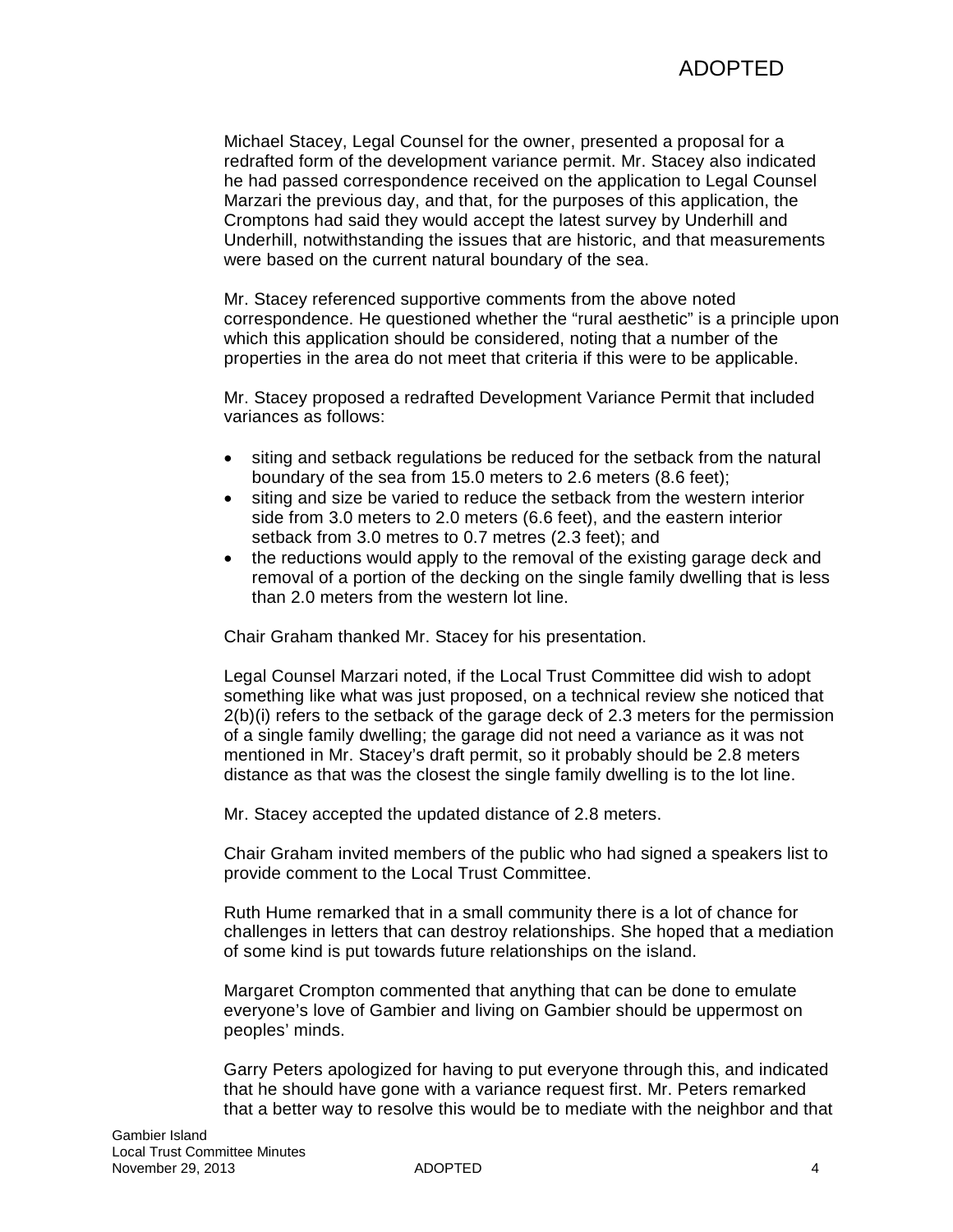Michael Stacey, Legal Counsel for the owner, presented a proposal for a redrafted form of the development variance permit. Mr. Stacey also indicated he had passed correspondence received on the application to Legal Counsel Marzari the previous day, and that, for the purposes of this application, the Cromptons had said they would accept the latest survey by Underhill and Underhill, notwithstanding the issues that are historic, and that measurements were based on the current natural boundary of the sea.

Mr. Stacey referenced supportive comments from the above noted correspondence. He questioned whether the "rural aesthetic" is a principle upon which this application should be considered, noting that a number of the properties in the area do not meet that criteria if this were to be applicable.

Mr. Stacey proposed a redrafted Development Variance Permit that included variances as follows:

- siting and setback regulations be reduced for the setback from the natural boundary of the sea from 15.0 meters to 2.6 meters (8.6 feet);
- siting and size be varied to reduce the setback from the western interior side from 3.0 meters to 2.0 meters (6.6 feet), and the eastern interior setback from 3.0 metres to 0.7 metres (2.3 feet); and
- the reductions would apply to the removal of the existing garage deck and removal of a portion of the decking on the single family dwelling that is less than 2.0 meters from the western lot line.

Chair Graham thanked Mr. Stacey for his presentation.

Legal Counsel Marzari noted, if the Local Trust Committee did wish to adopt something like what was just proposed, on a technical review she noticed that 2(b)(i) refers to the setback of the garage deck of 2.3 meters for the permission of a single family dwelling; the garage did not need a variance as it was not mentioned in Mr. Stacey's draft permit, so it probably should be 2.8 meters distance as that was the closest the single family dwelling is to the lot line.

Mr. Stacey accepted the updated distance of 2.8 meters.

Chair Graham invited members of the public who had signed a speakers list to provide comment to the Local Trust Committee.

Ruth Hume remarked that in a small community there is a lot of chance for challenges in letters that can destroy relationships. She hoped that a mediation of some kind is put towards future relationships on the island.

Margaret Crompton commented that anything that can be done to emulate everyone's love of Gambier and living on Gambier should be uppermost on peoples' minds.

Garry Peters apologized for having to put everyone through this, and indicated that he should have gone with a variance request first. Mr. Peters remarked that a better way to resolve this would be to mediate with the neighbor and that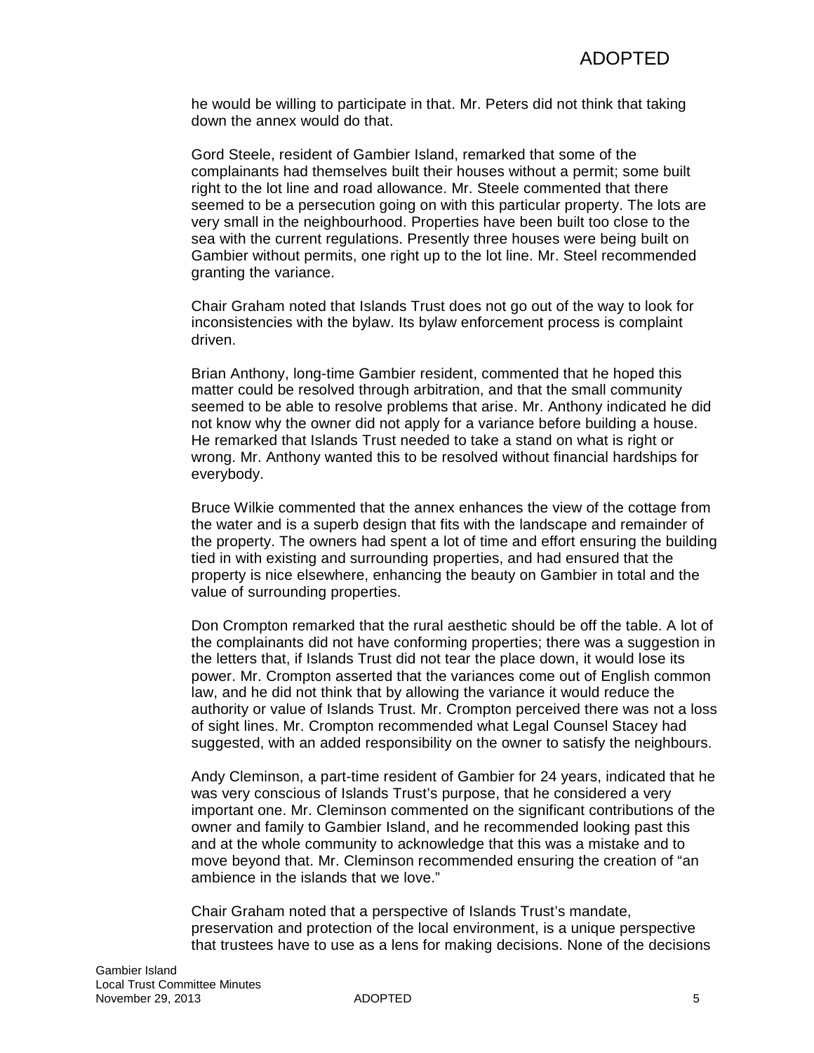he would be willing to participate in that. Mr. Peters did not think that taking down the annex would do that.

Gord Steele, resident of Gambier Island, remarked that some of the complainants had themselves built their houses without a permit; some built right to the lot line and road allowance. Mr. Steele commented that there seemed to be a persecution going on with this particular property. The lots are very small in the neighbourhood. Properties have been built too close to the sea with the current regulations. Presently three houses were being built on Gambier without permits, one right up to the lot line. Mr. Steel recommended granting the variance.

Chair Graham noted that Islands Trust does not go out of the way to look for inconsistencies with the bylaw. Its bylaw enforcement process is complaint driven.

Brian Anthony, long-time Gambier resident, commented that he hoped this matter could be resolved through arbitration, and that the small community seemed to be able to resolve problems that arise. Mr. Anthony indicated he did not know why the owner did not apply for a variance before building a house. He remarked that Islands Trust needed to take a stand on what is right or wrong. Mr. Anthony wanted this to be resolved without financial hardships for everybody.

Bruce Wilkie commented that the annex enhances the view of the cottage from the water and is a superb design that fits with the landscape and remainder of the property. The owners had spent a lot of time and effort ensuring the building tied in with existing and surrounding properties, and had ensured that the property is nice elsewhere, enhancing the beauty on Gambier in total and the value of surrounding properties.

Don Crompton remarked that the rural aesthetic should be off the table. A lot of the complainants did not have conforming properties; there was a suggestion in the letters that, if Islands Trust did not tear the place down, it would lose its power. Mr. Crompton asserted that the variances come out of English common law, and he did not think that by allowing the variance it would reduce the authority or value of Islands Trust. Mr. Crompton perceived there was not a loss of sight lines. Mr. Crompton recommended what Legal Counsel Stacey had suggested, with an added responsibility on the owner to satisfy the neighbours.

Andy Cleminson, a part-time resident of Gambier for 24 years, indicated that he was very conscious of Islands Trust's purpose, that he considered a very important one. Mr. Cleminson commented on the significant contributions of the owner and family to Gambier Island, and he recommended looking past this and at the whole community to acknowledge that this was a mistake and to move beyond that. Mr. Cleminson recommended ensuring the creation of "an ambience in the islands that we love."

Chair Graham noted that a perspective of Islands Trust's mandate, preservation and protection of the local environment, is a unique perspective that trustees have to use as a lens for making decisions. None of the decisions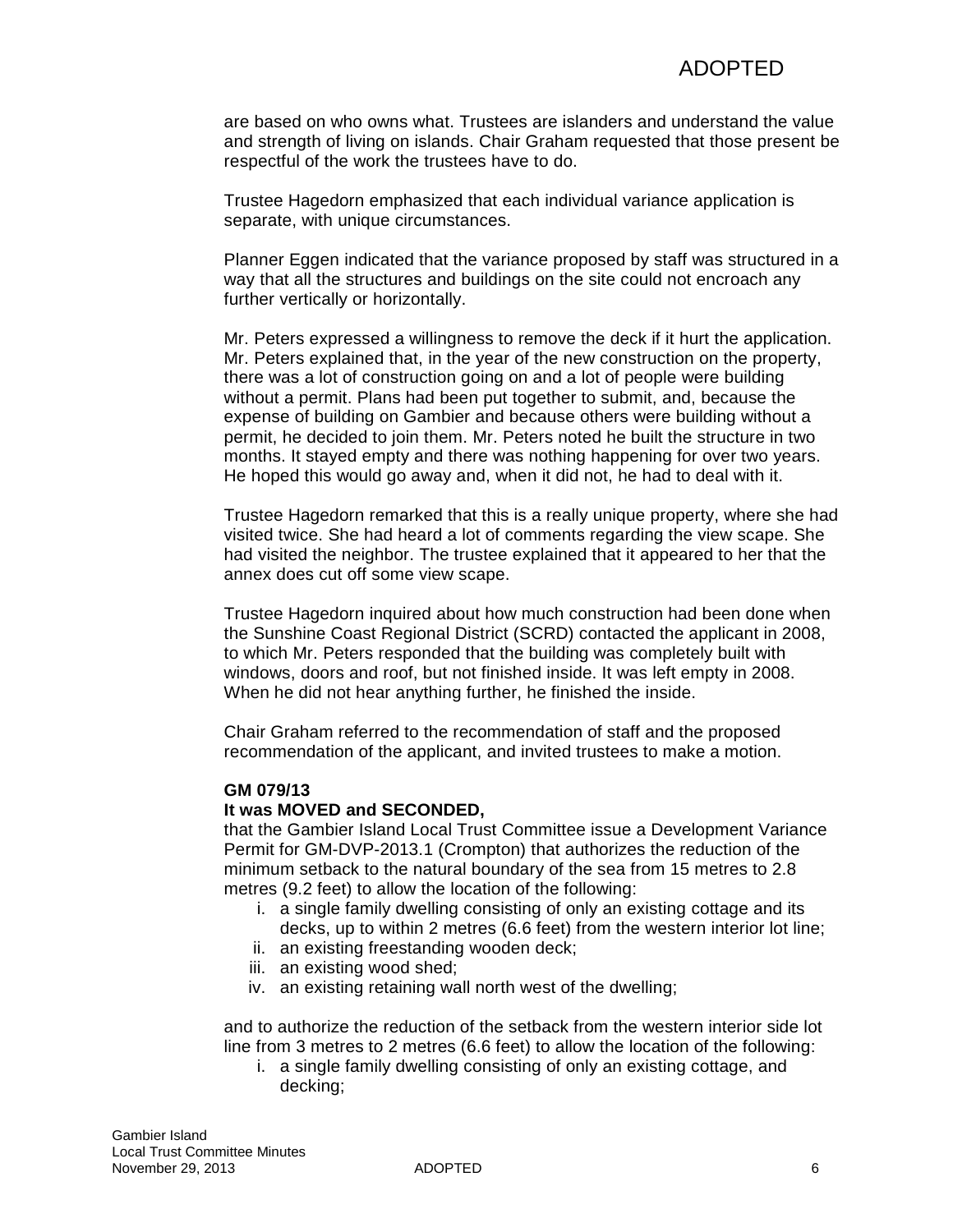are based on who owns what. Trustees are islanders and understand the value and strength of living on islands. Chair Graham requested that those present be respectful of the work the trustees have to do.

Trustee Hagedorn emphasized that each individual variance application is separate, with unique circumstances.

Planner Eggen indicated that the variance proposed by staff was structured in a way that all the structures and buildings on the site could not encroach any further vertically or horizontally.

Mr. Peters expressed a willingness to remove the deck if it hurt the application. Mr. Peters explained that, in the year of the new construction on the property, there was a lot of construction going on and a lot of people were building without a permit. Plans had been put together to submit, and, because the expense of building on Gambier and because others were building without a permit, he decided to join them. Mr. Peters noted he built the structure in two months. It stayed empty and there was nothing happening for over two years. He hoped this would go away and, when it did not, he had to deal with it.

Trustee Hagedorn remarked that this is a really unique property, where she had visited twice. She had heard a lot of comments regarding the view scape. She had visited the neighbor. The trustee explained that it appeared to her that the annex does cut off some view scape.

Trustee Hagedorn inquired about how much construction had been done when the Sunshine Coast Regional District (SCRD) contacted the applicant in 2008, to which Mr. Peters responded that the building was completely built with windows, doors and roof, but not finished inside. It was left empty in 2008. When he did not hear anything further, he finished the inside.

Chair Graham referred to the recommendation of staff and the proposed recommendation of the applicant, and invited trustees to make a motion.

**GM 079/13**
**It was MOVED and SECONDED,**
that the Gambier Island Local Trust Committee issue a Development Variance Permit for GM-DVP-2013.1 (Crompton) that authorizes the reduction of the minimum setback to the natural boundary of the sea from 15 metres to 2.8 metres (9.2 feet) to allow the location of the following:

i. a single family dwelling consisting of only an existing cottage and its decks, up to within 2 metres (6.6 feet) from the western interior lot line;
ii. an existing freestanding wooden deck;
iii. an existing wood shed;
iv. an existing retaining wall north west of the dwelling;

and to authorize the reduction of the setback from the western interior side lot line from 3 metres to 2 metres (6.6 feet) to allow the location of the following:

i. a single family dwelling consisting of only an existing cottage, and decking;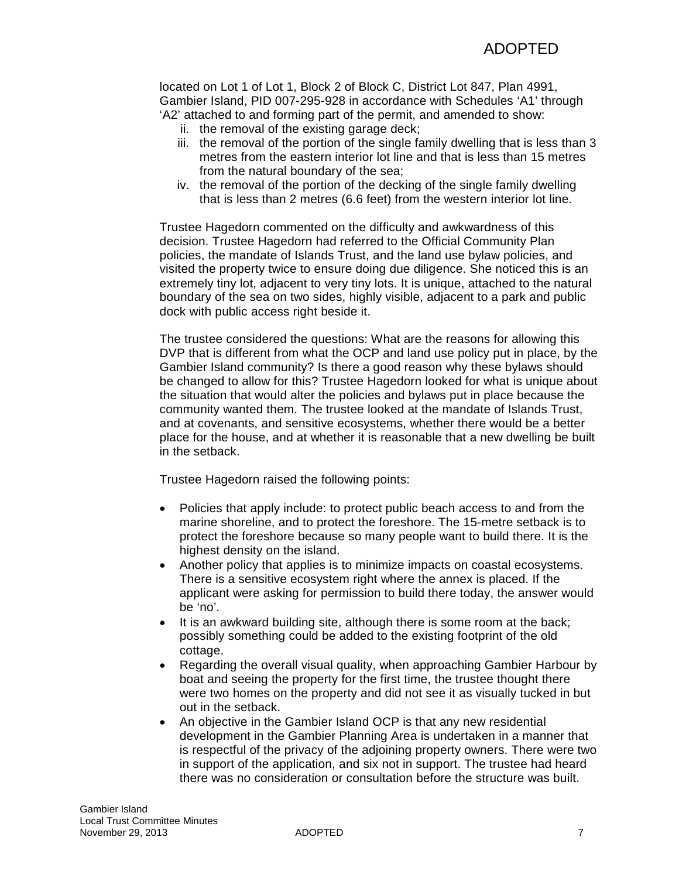located on Lot 1 of Lot 1, Block 2 of Block C, District Lot 847, Plan 4991, Gambier Island, PID 007-295-928 in accordance with Schedules 'A1' through 'A2' attached to and forming part of the permit, and amended to show:

ii. the removal of the existing garage deck;
iii. the removal of the portion of the single family dwelling that is less than 3 metres from the eastern interior lot line and that is less than 15 metres from the natural boundary of the sea;
iv. the removal of the portion of the decking of the single family dwelling that is less than 2 metres (6.6 feet) from the western interior lot line.

Trustee Hagedorn commented on the difficulty and awkwardness of this decision. Trustee Hagedorn had referred to the Official Community Plan policies, the mandate of Islands Trust, and the land use bylaw policies, and visited the property twice to ensure doing due diligence. She noticed this is an extremely tiny lot, adjacent to very tiny lots. It is unique, attached to the natural boundary of the sea on two sides, highly visible, adjacent to a park and public dock with public access right beside it.

The trustee considered the questions: What are the reasons for allowing this DVP that is different from what the OCP and land use policy put in place, by the Gambier Island community? Is there a good reason why these bylaws should be changed to allow for this? Trustee Hagedorn looked for what is unique about the situation that would alter the policies and bylaws put in place because the community wanted them. The trustee looked at the mandate of Islands Trust, and at covenants, and sensitive ecosystems, whether there would be a better place for the house, and at whether it is reasonable that a new dwelling be built in the setback.

Trustee Hagedorn raised the following points:

- Policies that apply include: to protect public beach access to and from the marine shoreline, and to protect the foreshore. The 15-metre setback is to protect the foreshore because so many people want to build there. It is the highest density on the island.
- Another policy that applies is to minimize impacts on coastal ecosystems. There is a sensitive ecosystem right where the annex is placed. If the applicant were asking for permission to build there today, the answer would be 'no'.
- It is an awkward building site, although there is some room at the back; possibly something could be added to the existing footprint of the old cottage.
- Regarding the overall visual quality, when approaching Gambier Harbour by boat and seeing the property for the first time, the trustee thought there were two homes on the property and did not see it as visually tucked in but out in the setback.
- An objective in the Gambier Island OCP is that any new residential development in the Gambier Planning Area is undertaken in a manner that is respectful of the privacy of the adjoining property owners. There were two in support of the application, and six not in support. The trustee had heard there was no consideration or consultation before the structure was built.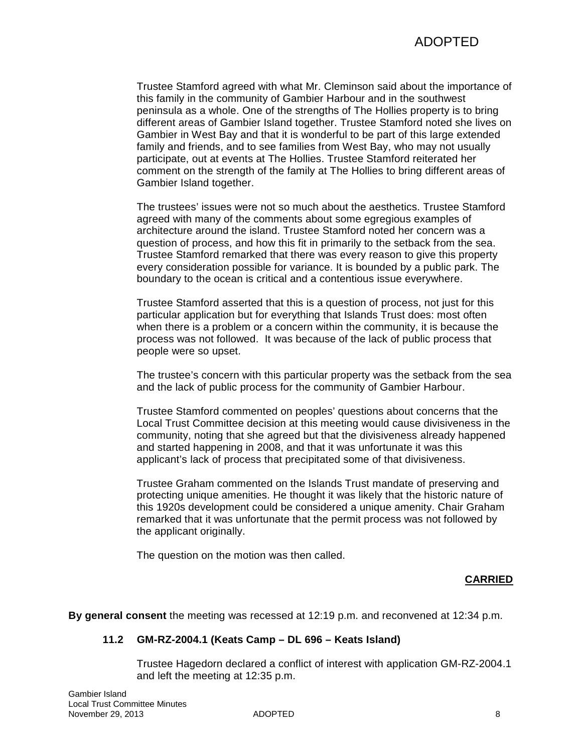Trustee Stamford agreed with what Mr. Cleminson said about the importance of this family in the community of Gambier Harbour and in the southwest peninsula as a whole. One of the strengths of The Hollies property is to bring different areas of Gambier Island together. Trustee Stamford noted she lives on Gambier in West Bay and that it is wonderful to be part of this large extended family and friends, and to see families from West Bay, who may not usually participate, out at events at The Hollies. Trustee Stamford reiterated her comment on the strength of the family at The Hollies to bring different areas of Gambier Island together.

The trustees' issues were not so much about the aesthetics. Trustee Stamford agreed with many of the comments about some egregious examples of architecture around the island. Trustee Stamford noted her concern was a question of process, and how this fit in primarily to the setback from the sea. Trustee Stamford remarked that there was every reason to give this property every consideration possible for variance. It is bounded by a public park. The boundary to the ocean is critical and a contentious issue everywhere.

Trustee Stamford asserted that this is a question of process, not just for this particular application but for everything that Islands Trust does: most often when there is a problem or a concern within the community, it is because the process was not followed. It was because of the lack of public process that people were so upset.

The trustee's concern with this particular property was the setback from the sea and the lack of public process for the community of Gambier Harbour.

Trustee Stamford commented on peoples' questions about concerns that the Local Trust Committee decision at this meeting would cause divisiveness in the community, noting that she agreed but that the divisiveness already happened and started happening in 2008, and that it was unfortunate it was this applicant's lack of process that precipitated some of that divisiveness.

Trustee Graham commented on the Islands Trust mandate of preserving and protecting unique amenities. He thought it was likely that the historic nature of this 1920s development could be considered a unique amenity. Chair Graham remarked that it was unfortunate that the permit process was not followed by the applicant originally.

The question on the motion was then called.

**CARRIED**

**By general consent** the meeting was recessed at 12:19 p.m. and reconvened at 12:34 p.m.

### 11.2 GM-RZ-2004.1 (Keats Camp – DL 696 – Keats Island)

Trustee Hagedorn declared a conflict of interest with application GM-RZ-2004.1 and left the meeting at 12:35 p.m.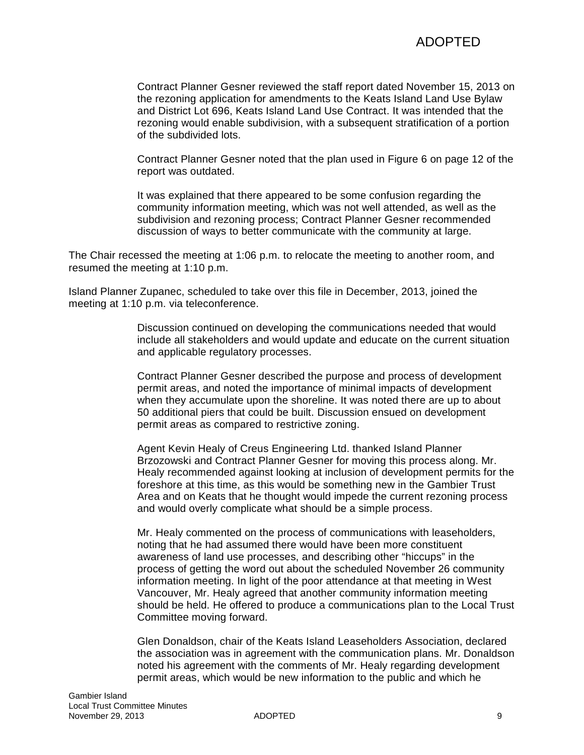Contract Planner Gesner reviewed the staff report dated November 15, 2013 on the rezoning application for amendments to the Keats Island Land Use Bylaw and District Lot 696, Keats Island Land Use Contract. It was intended that the rezoning would enable subdivision, with a subsequent stratification of a portion of the subdivided lots.

Contract Planner Gesner noted that the plan used in Figure 6 on page 12 of the report was outdated.

It was explained that there appeared to be some confusion regarding the community information meeting, which was not well attended, as well as the subdivision and rezoning process; Contract Planner Gesner recommended discussion of ways to better communicate with the community at large.

The Chair recessed the meeting at 1:06 p.m. to relocate the meeting to another room, and resumed the meeting at 1:10 p.m.

Island Planner Zupanec, scheduled to take over this file in December, 2013, joined the meeting at 1:10 p.m. via teleconference.

Discussion continued on developing the communications needed that would include all stakeholders and would update and educate on the current situation and applicable regulatory processes.

Contract Planner Gesner described the purpose and process of development permit areas, and noted the importance of minimal impacts of development when they accumulate upon the shoreline. It was noted there are up to about 50 additional piers that could be built. Discussion ensued on development permit areas as compared to restrictive zoning.

Agent Kevin Healy of Creus Engineering Ltd. thanked Island Planner Brzozowski and Contract Planner Gesner for moving this process along. Mr. Healy recommended against looking at inclusion of development permits for the foreshore at this time, as this would be something new in the Gambier Trust Area and on Keats that he thought would impede the current rezoning process and would overly complicate what should be a simple process.

Mr. Healy commented on the process of communications with leaseholders, noting that he had assumed there would have been more constituent awareness of land use processes, and describing other "hiccups" in the process of getting the word out about the scheduled November 26 community information meeting. In light of the poor attendance at that meeting in West Vancouver, Mr. Healy agreed that another community information meeting should be held. He offered to produce a communications plan to the Local Trust Committee moving forward.

Glen Donaldson, chair of the Keats Island Leaseholders Association, declared the association was in agreement with the communication plans. Mr. Donaldson noted his agreement with the comments of Mr. Healy regarding development permit areas, which would be new information to the public and which he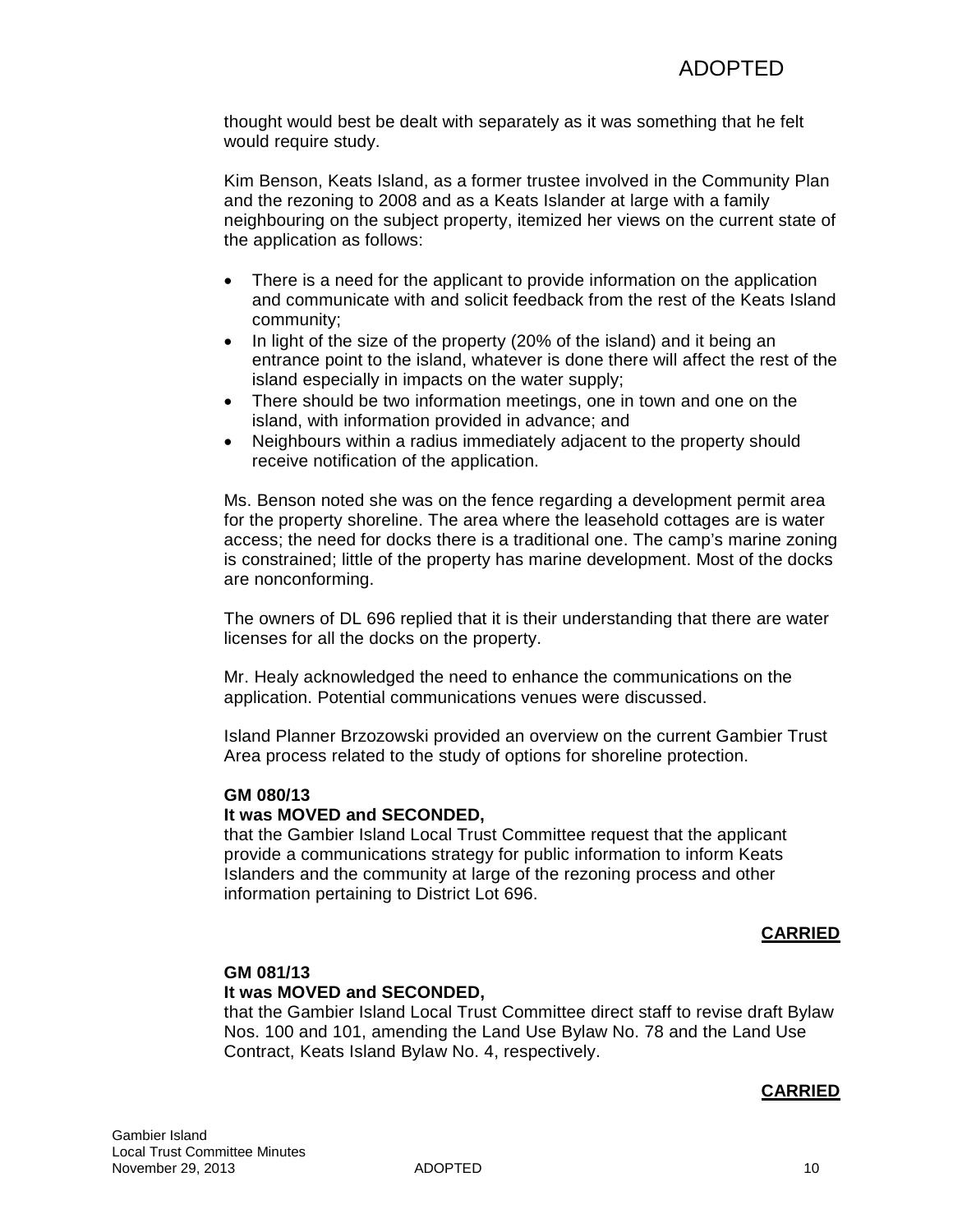thought would best be dealt with separately as it was something that he felt would require study.

Kim Benson, Keats Island, as a former trustee involved in the Community Plan and the rezoning to 2008 and as a Keats Islander at large with a family neighbouring on the subject property, itemized her views on the current state of the application as follows:

- There is a need for the applicant to provide information on the application and communicate with and solicit feedback from the rest of the Keats Island community;
- In light of the size of the property (20% of the island) and it being an entrance point to the island, whatever is done there will affect the rest of the island especially in impacts on the water supply;
- There should be two information meetings, one in town and one on the island, with information provided in advance; and
- Neighbours within a radius immediately adjacent to the property should receive notification of the application.

Ms. Benson noted she was on the fence regarding a development permit area for the property shoreline. The area where the leasehold cottages are is water access; the need for docks there is a traditional one. The camp's marine zoning is constrained; little of the property has marine development. Most of the docks are nonconforming.

The owners of DL 696 replied that it is their understanding that there are water licenses for all the docks on the property.

Mr. Healy acknowledged the need to enhance the communications on the application. Potential communications venues were discussed.

Island Planner Brzozowski provided an overview on the current Gambier Trust Area process related to the study of options for shoreline protection.

**GM 080/13**
**It was MOVED and SECONDED,**
that the Gambier Island Local Trust Committee request that the applicant provide a communications strategy for public information to inform Keats Islanders and the community at large of the rezoning process and other information pertaining to District Lot 696.

**CARRIED**

**GM 081/13**
**It was MOVED and SECONDED,**
that the Gambier Island Local Trust Committee direct staff to revise draft Bylaw Nos. 100 and 101, amending the Land Use Bylaw No. 78 and the Land Use Contract, Keats Island Bylaw No. 4, respectively.

**CARRIED**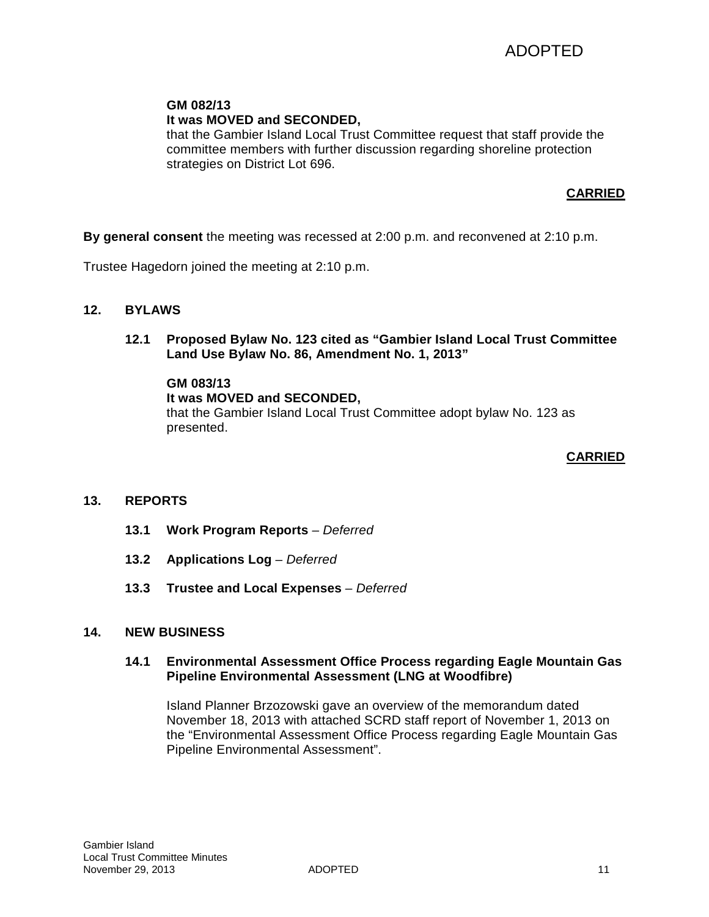**GM 082/13**
**It was MOVED and SECONDED,**
that the Gambier Island Local Trust Committee request that staff provide the committee members with further discussion regarding shoreline protection strategies on District Lot 696.

**CARRIED**

**By general consent** the meeting was recessed at 2:00 p.m. and reconvened at 2:10 p.m.

Trustee Hagedorn joined the meeting at 2:10 p.m.

## 12. BYLAWS

### 12.1 Proposed Bylaw No. 123 cited as "Gambier Island Local Trust Committee Land Use Bylaw No. 86, Amendment No. 1, 2013"

**GM 083/13**
**It was MOVED and SECONDED,**
that the Gambier Island Local Trust Committee adopt bylaw No. 123 as presented.

**CARRIED**

## 13. REPORTS

**13.1 Work Program Reports** – *Deferred*

**13.2 Applications Log** – *Deferred*

**13.3 Trustee and Local Expenses** – *Deferred*

## 14. NEW BUSINESS

### 14.1 Environmental Assessment Office Process regarding Eagle Mountain Gas Pipeline Environmental Assessment (LNG at Woodfibre)

Island Planner Brzozowski gave an overview of the memorandum dated November 18, 2013 with attached SCRD staff report of November 1, 2013 on the "Environmental Assessment Office Process regarding Eagle Mountain Gas Pipeline Environmental Assessment".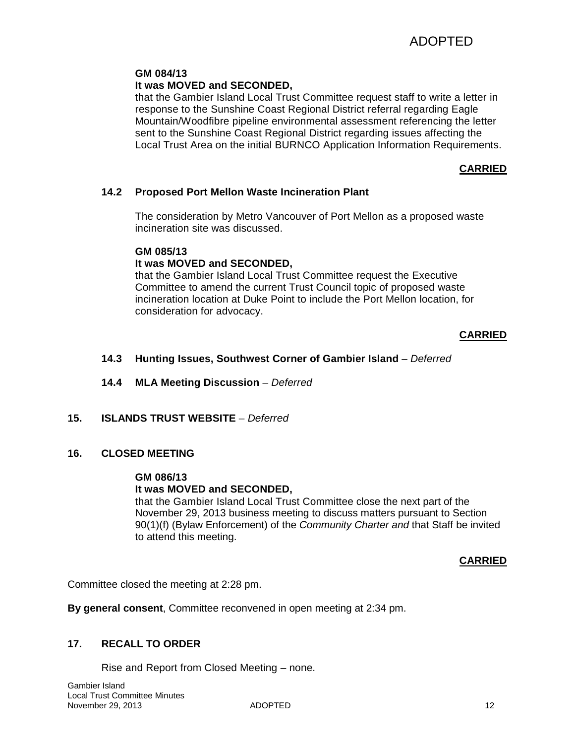ADOPTED

**GM 084/13**
**It was MOVED and SECONDED,**
that the Gambier Island Local Trust Committee request staff to write a letter in response to the Sunshine Coast Regional District referral regarding Eagle Mountain/Woodfibre pipeline environmental assessment referencing the letter sent to the Sunshine Coast Regional District regarding issues affecting the Local Trust Area on the initial BURNCO Application Information Requirements.

**CARRIED**

### 14.2 Proposed Port Mellon Waste Incineration Plant

The consideration by Metro Vancouver of Port Mellon as a proposed waste incineration site was discussed.

**GM 085/13**
**It was MOVED and SECONDED,**
that the Gambier Island Local Trust Committee request the Executive Committee to amend the current Trust Council topic of proposed waste incineration location at Duke Point to include the Port Mellon location, for consideration for advocacy.

**CARRIED**

### 14.3 Hunting Issues, Southwest Corner of Gambier Island – *Deferred*

### 14.4 MLA Meeting Discussion – *Deferred*

## 15. ISLANDS TRUST WEBSITE – *Deferred*

## 16. CLOSED MEETING

**GM 086/13**
**It was MOVED and SECONDED,**
that the Gambier Island Local Trust Committee close the next part of the November 29, 2013 business meeting to discuss matters pursuant to Section 90(1)(f) (Bylaw Enforcement) of the *Community Charter and* that Staff be invited to attend this meeting.

**CARRIED**

Committee closed the meeting at 2:28 pm.

**By general consent**, Committee reconvened in open meeting at 2:34 pm.

## 17. RECALL TO ORDER

Rise and Report from Closed Meeting – none.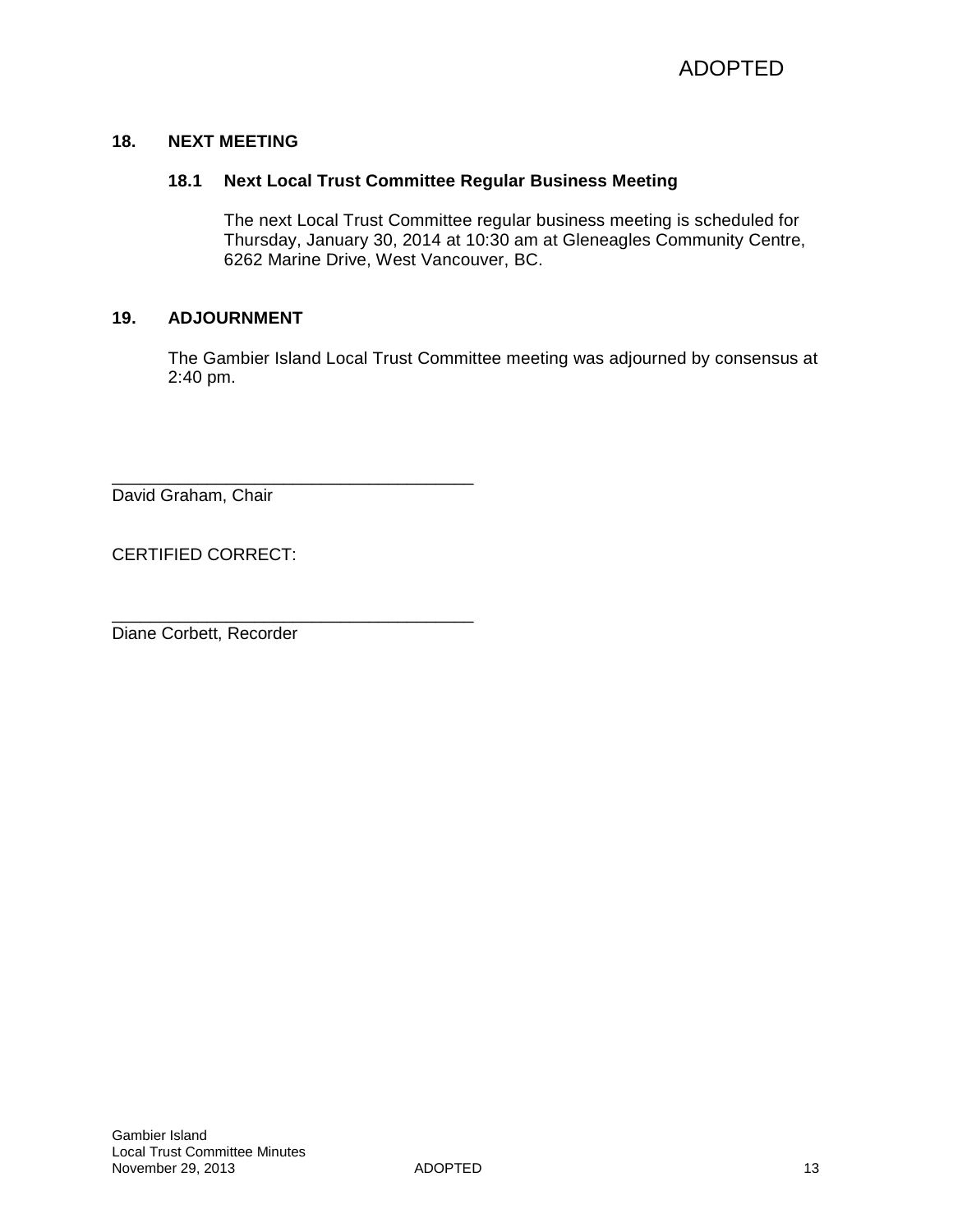ADOPTED

## 18. NEXT MEETING

### 18.1 Next Local Trust Committee Regular Business Meeting

The next Local Trust Committee regular business meeting is scheduled for Thursday, January 30, 2014 at 10:30 am at Gleneagles Community Centre, 6262 Marine Drive, West Vancouver, BC.

## 19. ADJOURNMENT

The Gambier Island Local Trust Committee meeting was adjourned by consensus at 2:40 pm.

_______________________________________
David Graham, Chair

CERTIFIED CORRECT:

_______________________________________
Diane Corbett, Recorder